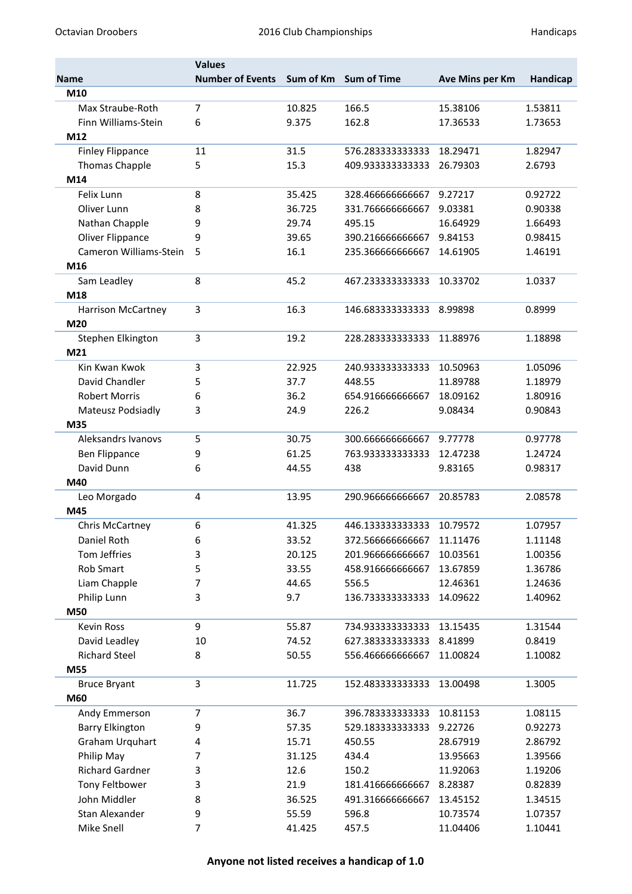| Name | Values Number of Events | Sum of Km | Sum of Time | Ave Mins per Km | Handicap |
|---|---|---|---|---|---|
| **M10** | | | | | |
| Max Straube-Roth | 7 | 10.825 | 166.5 | 15.38106 | 1.53811 |
| Finn Williams-Stein | 6 | 9.375 | 162.8 | 17.36533 | 1.73653 |
| **M12** | | | | | |
| Finley Flippance | 11 | 31.5 | 576.283333333333 | 18.29471 | 1.82947 |
| Thomas Chapple | 5 | 15.3 | 409.933333333333 | 26.79303 | 2.6793 |
| **M14** | | | | | |
| Felix Lunn | 8 | 35.425 | 328.466666666667 | 9.27217 | 0.92722 |
| Oliver Lunn | 8 | 36.725 | 331.766666666667 | 9.03381 | 0.90338 |
| Nathan Chapple | 9 | 29.74 | 495.15 | 16.64929 | 1.66493 |
| Oliver Flippance | 9 | 39.65 | 390.216666666667 | 9.84153 | 0.98415 |
| Cameron Williams-Stein | 5 | 16.1 | 235.366666666667 | 14.61905 | 1.46191 |
| **M16** | | | | | |
| Sam Leadley | 8 | 45.2 | 467.233333333333 | 10.33702 | 1.0337 |
| **M18** | | | | | |
| Harrison McCartney | 3 | 16.3 | 146.683333333333 | 8.99898 | 0.8999 |
| **M20** | | | | | |
| Stephen Elkington | 3 | 19.2 | 228.283333333333 | 11.88976 | 1.18898 |
| **M21** | | | | | |
| Kin Kwan Kwok | 3 | 22.925 | 240.933333333333 | 10.50963 | 1.05096 |
| David Chandler | 5 | 37.7 | 448.55 | 11.89788 | 1.18979 |
| Robert Morris | 6 | 36.2 | 654.916666666667 | 18.09162 | 1.80916 |
| Mateusz Podsiadly | 3 | 24.9 | 226.2 | 9.08434 | 0.90843 |
| **M35** | | | | | |
| Aleksandrs Ivanovs | 5 | 30.75 | 300.666666666667 | 9.77778 | 0.97778 |
| Ben Flippance | 9 | 61.25 | 763.933333333333 | 12.47238 | 1.24724 |
| David Dunn | 6 | 44.55 | 438 | 9.83165 | 0.98317 |
| **M40** | | | | | |
| Leo Morgado | 4 | 13.95 | 290.966666666667 | 20.85783 | 2.08578 |
| **M45** | | | | | |
| Chris McCartney | 6 | 41.325 | 446.133333333333 | 10.79572 | 1.07957 |
| Daniel Roth | 6 | 33.52 | 372.566666666667 | 11.11476 | 1.11148 |
| Tom Jeffries | 3 | 20.125 | 201.966666666667 | 10.03561 | 1.00356 |
| Rob Smart | 5 | 33.55 | 458.916666666667 | 13.67859 | 1.36786 |
| Liam Chapple | 7 | 44.65 | 556.5 | 12.46361 | 1.24636 |
| Philip Lunn | 3 | 9.7 | 136.733333333333 | 14.09622 | 1.40962 |
| **M50** | | | | | |
| Kevin Ross | 9 | 55.87 | 734.933333333333 | 13.15435 | 1.31544 |
| David Leadley | 10 | 74.52 | 627.383333333333 | 8.41899 | 0.8419 |
| Richard Steel | 8 | 50.55 | 556.466666666667 | 11.00824 | 1.10082 |
| **M55** | | | | | |
| Bruce Bryant | 3 | 11.725 | 152.483333333333 | 13.00498 | 1.3005 |
| **M60** | | | | | |
| Andy Emmerson | 7 | 36.7 | 396.783333333333 | 10.81153 | 1.08115 |
| Barry Elkington | 9 | 57.35 | 529.183333333333 | 9.22726 | 0.92273 |
| Graham Urquhart | 4 | 15.71 | 450.55 | 28.67919 | 2.86792 |
| Philip May | 7 | 31.125 | 434.4 | 13.95663 | 1.39566 |
| Richard Gardner | 3 | 12.6 | 150.2 | 11.92063 | 1.19206 |
| Tony Feltbower | 3 | 21.9 | 181.416666666667 | 8.28387 | 0.82839 |
| John Middler | 8 | 36.525 | 491.316666666667 | 13.45152 | 1.34515 |
| Stan Alexander | 9 | 55.59 | 596.8 | 10.73574 | 1.07357 |
| Mike Snell | 7 | 41.425 | 457.5 | 11.04406 | 1.10441 |

**Anyone not listed receives a handicap of 1.0**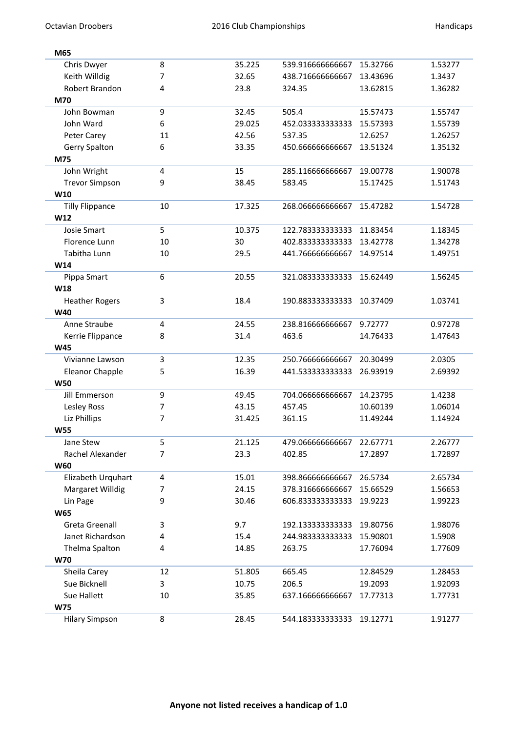| | | | | | |
|---|---|---|---|---|---|
| **M65** | | | | | |
| Chris Dwyer | 8 | 35.225 | 539.916666666667 | 15.32766 | 1.53277 |
| Keith Willdig | 7 | 32.65 | 438.716666666667 | 13.43696 | 1.3437 |
| Robert Brandon | 4 | 23.8 | 324.35 | 13.62815 | 1.36282 |
| **M70** | | | | | |
| John Bowman | 9 | 32.45 | 505.4 | 15.57473 | 1.55747 |
| John Ward | 6 | 29.025 | 452.033333333333 | 15.57393 | 1.55739 |
| Peter Carey | 11 | 42.56 | 537.35 | 12.6257 | 1.26257 |
| Gerry Spalton | 6 | 33.35 | 450.666666666667 | 13.51324 | 1.35132 |
| **M75** | | | | | |
| John Wright | 4 | 15 | 285.116666666667 | 19.00778 | 1.90078 |
| Trevor Simpson | 9 | 38.45 | 583.45 | 15.17425 | 1.51743 |
| **W10** | | | | | |
| Tilly Flippance | 10 | 17.325 | 268.066666666667 | 15.47282 | 1.54728 |
| **W12** | | | | | |
| Josie Smart | 5 | 10.375 | 122.783333333333 | 11.83454 | 1.18345 |
| Florence Lunn | 10 | 30 | 402.833333333333 | 13.42778 | 1.34278 |
| Tabitha Lunn | 10 | 29.5 | 441.766666666667 | 14.97514 | 1.49751 |
| **W14** | | | | | |
| Pippa Smart | 6 | 20.55 | 321.083333333333 | 15.62449 | 1.56245 |
| **W18** | | | | | |
| Heather Rogers | 3 | 18.4 | 190.883333333333 | 10.37409 | 1.03741 |
| **W40** | | | | | |
| Anne Straube | 4 | 24.55 | 238.816666666667 | 9.72777 | 0.97278 |
| Kerrie Flippance | 8 | 31.4 | 463.6 | 14.76433 | 1.47643 |
| **W45** | | | | | |
| Vivianne Lawson | 3 | 12.35 | 250.766666666667 | 20.30499 | 2.0305 |
| Eleanor Chapple | 5 | 16.39 | 441.533333333333 | 26.93919 | 2.69392 |
| **W50** | | | | | |
| Jill Emmerson | 9 | 49.45 | 704.066666666667 | 14.23795 | 1.4238 |
| Lesley Ross | 7 | 43.15 | 457.45 | 10.60139 | 1.06014 |
| Liz Phillips | 7 | 31.425 | 361.15 | 11.49244 | 1.14924 |
| **W55** | | | | | |
| Jane Stew | 5 | 21.125 | 479.066666666667 | 22.67771 | 2.26777 |
| Rachel Alexander | 7 | 23.3 | 402.85 | 17.2897 | 1.72897 |
| **W60** | | | | | |
| Elizabeth Urquhart | 4 | 15.01 | 398.866666666667 | 26.5734 | 2.65734 |
| Margaret Willdig | 7 | 24.15 | 378.316666666667 | 15.66529 | 1.56653 |
| Lin Page | 9 | 30.46 | 606.833333333333 | 19.9223 | 1.99223 |
| **W65** | | | | | |
| Greta Greenall | 3 | 9.7 | 192.133333333333 | 19.80756 | 1.98076 |
| Janet Richardson | 4 | 15.4 | 244.983333333333 | 15.90801 | 1.5908 |
| Thelma Spalton | 4 | 14.85 | 263.75 | 17.76094 | 1.77609 |
| **W70** | | | | | |
| Sheila Carey | 12 | 51.805 | 665.45 | 12.84529 | 1.28453 |
| Sue Bicknell | 3 | 10.75 | 206.5 | 19.2093 | 1.92093 |
| Sue Hallett | 10 | 35.85 | 637.166666666667 | 17.77313 | 1.77731 |
| **W75** | | | | | |
| Hilary Simpson | 8 | 28.45 | 544.183333333333 | 19.12771 | 1.91277 |

**Anyone not listed receives a handicap of 1.0**